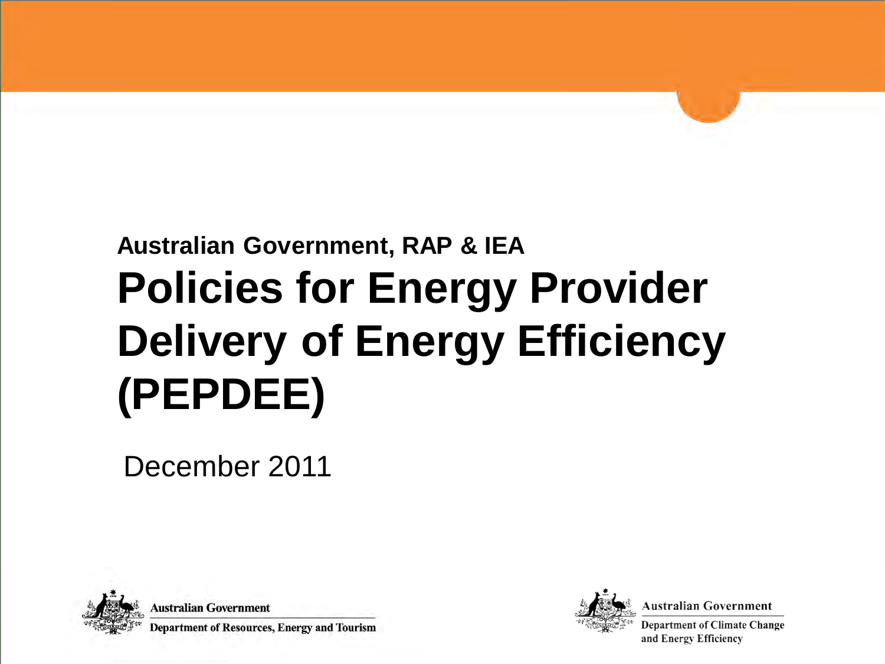## Australian Government, RAP & IEA

# Policies for Energy Provider Delivery of Energy Efficiency (PEPDEE)

December 2011

Australian Government
Department of Resources, Energy and Tourism

Australian Government
Department of Climate Change and Energy Efficiency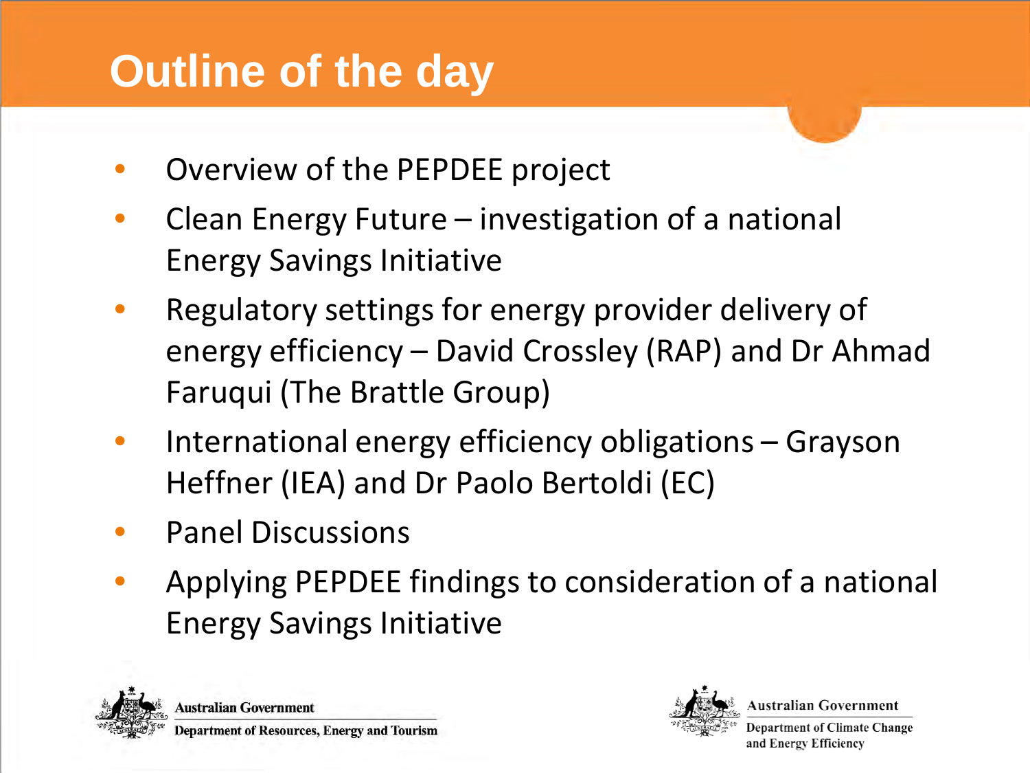# Outline of the day

- Overview of the PEPDEE project
- Clean Energy Future – investigation of a national Energy Savings Initiative
- Regulatory settings for energy provider delivery of energy efficiency – David Crossley (RAP) and Dr Ahmad Faruqui (The Brattle Group)
- International energy efficiency obligations – Grayson Heffner (IEA) and Dr Paolo Bertoldi (EC)
- Panel Discussions
- Applying PEPDEE findings to consideration of a national Energy Savings Initiative

Australian Government
Department of Resources, Energy and Tourism

Australian Government
Department of Climate Change and Energy Efficiency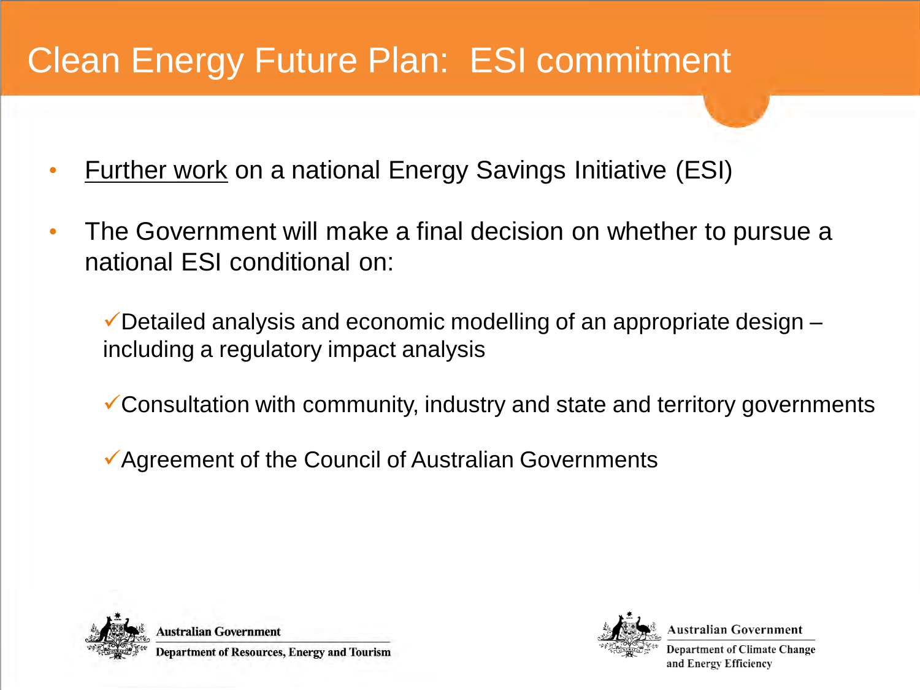# Clean Energy Future Plan: ESI commitment

- <u>Further work</u> on a national Energy Savings Initiative (ESI)
- The Government will make a final decision on whether to pursue a national ESI conditional on:
  - ✓Detailed analysis and economic modelling of an appropriate design – including a regulatory impact analysis
  - ✓Consultation with community, industry and state and territory governments
  - ✓Agreement of the Council of Australian Governments

Australian Government
Department of Resources, Energy and Tourism

Australian Government
Department of Climate Change and Energy Efficiency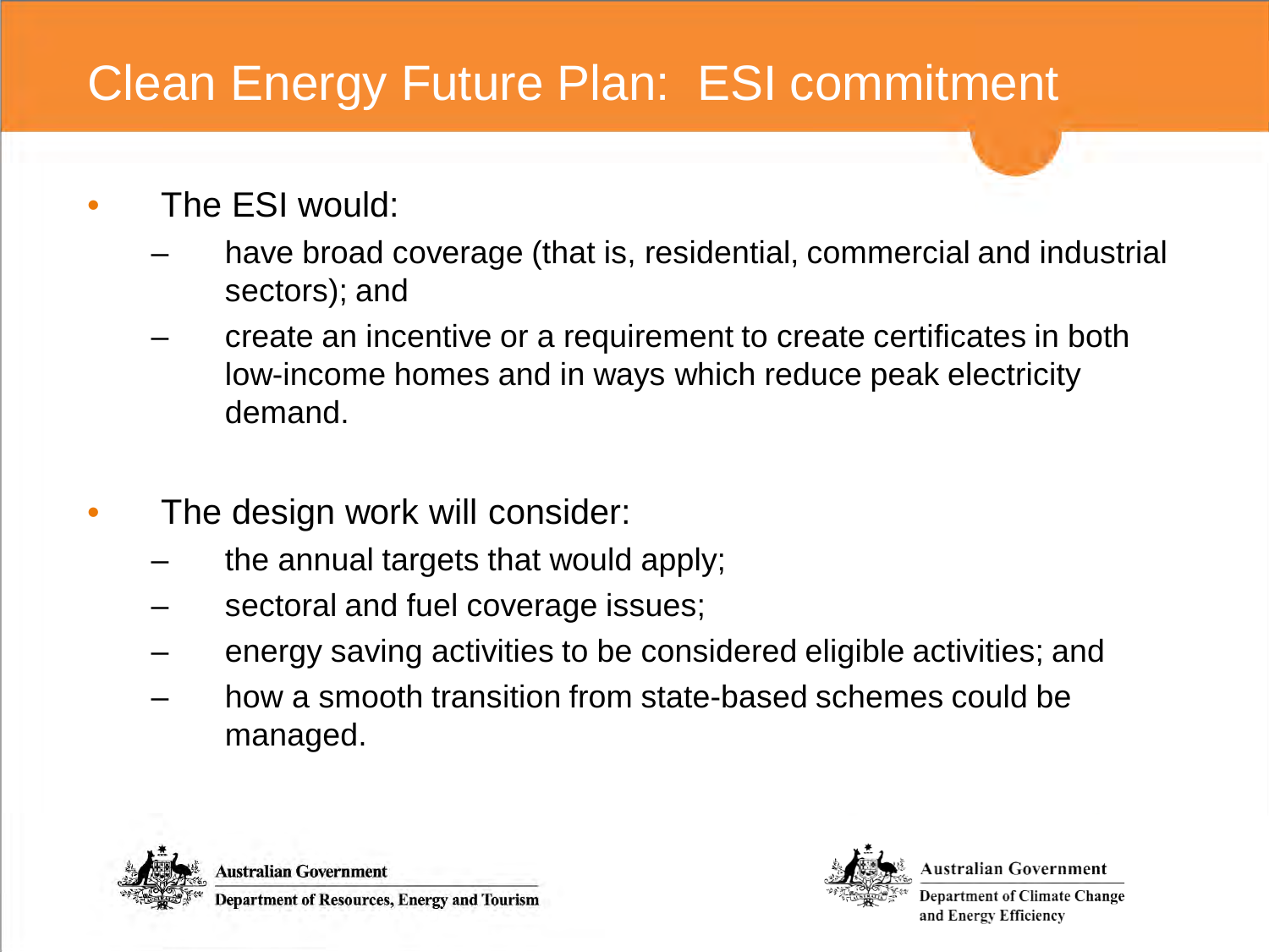# Clean Energy Future Plan: ESI commitment

- The ESI would:
  - have broad coverage (that is, residential, commercial and industrial sectors); and
  - create an incentive or a requirement to create certificates in both low-income homes and in ways which reduce peak electricity demand.

- The design work will consider:
  - the annual targets that would apply;
  - sectoral and fuel coverage issues;
  - energy saving activities to be considered eligible activities; and
  - how a smooth transition from state-based schemes could be managed.

Australian Government
Department of Resources, Energy and Tourism

Australian Government
Department of Climate Change and Energy Efficiency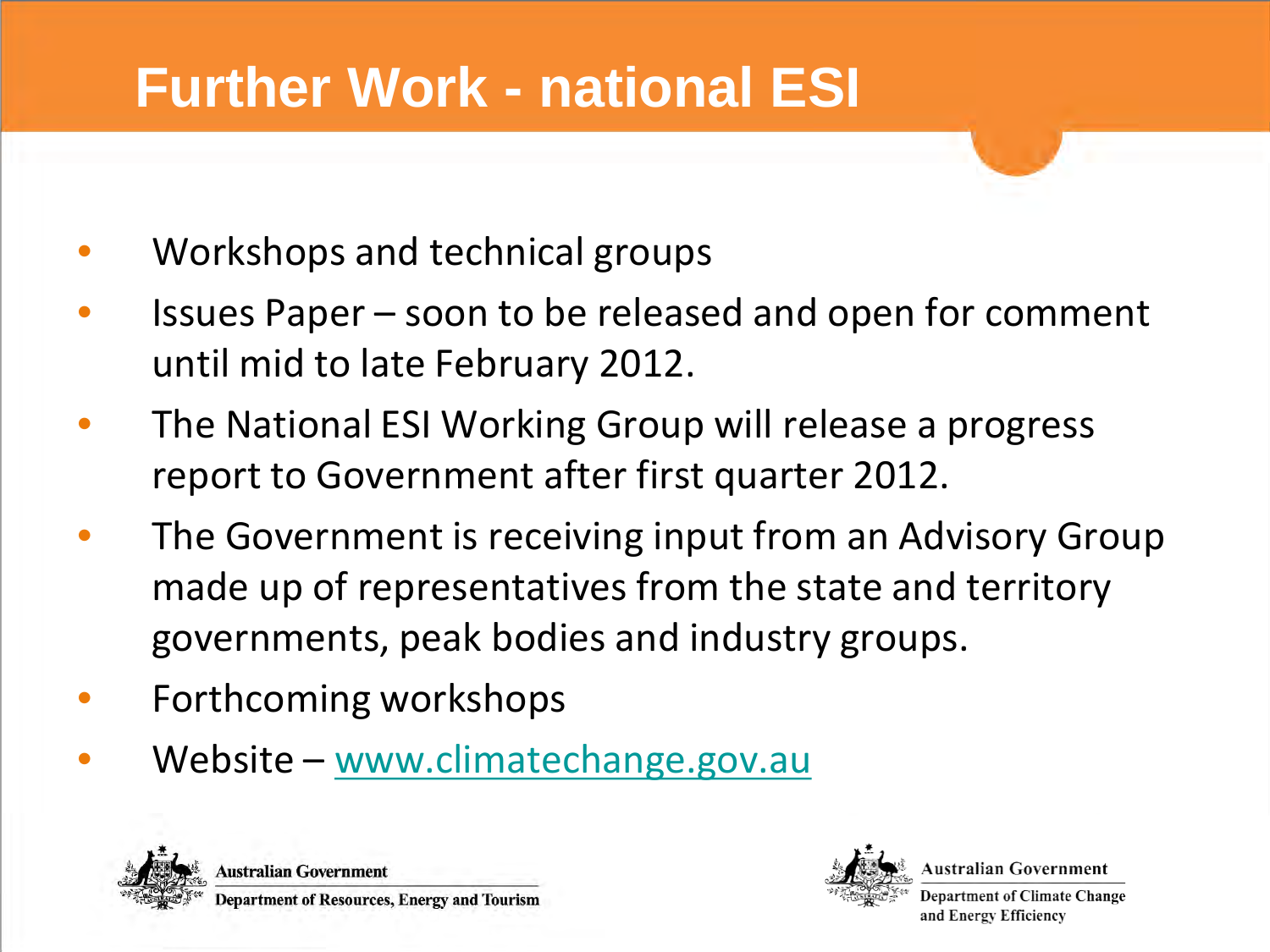# Further Work - national ESI

- Workshops and technical groups
- Issues Paper – soon to be released and open for comment until mid to late February 2012.
- The National ESI Working Group will release a progress report to Government after first quarter 2012.
- The Government is receiving input from an Advisory Group made up of representatives from the state and territory governments, peak bodies and industry groups.
- Forthcoming workshops
- Website – www.climatechange.gov.au

Australian Government
Department of Resources, Energy and Tourism

Australian Government
Department of Climate Change and Energy Efficiency